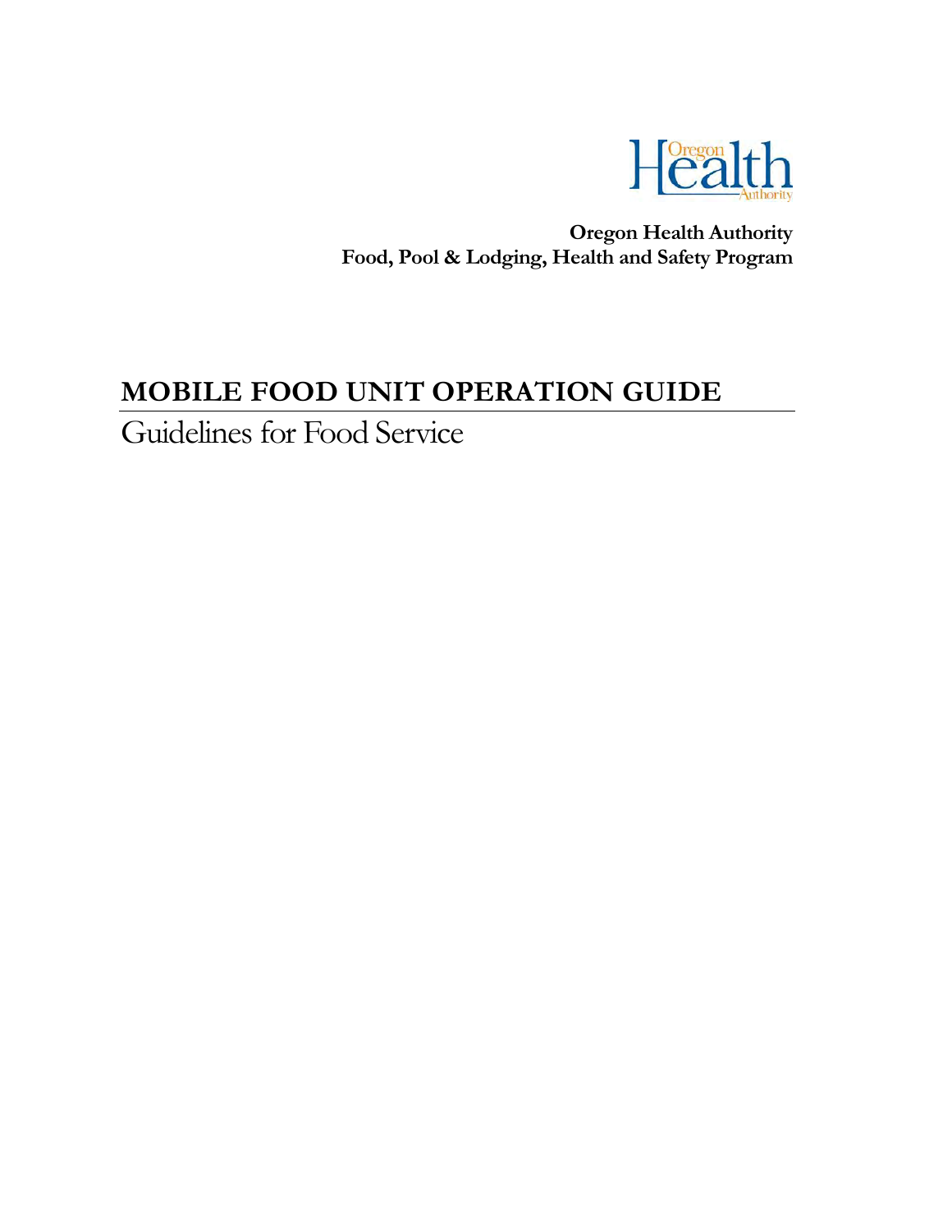Oregon Health Authority

**Oregon Health Authority**
**Food, Pool & Lodging, Health and Safety Program**

# MOBILE FOOD UNIT OPERATION GUIDE

## Guidelines for Food Service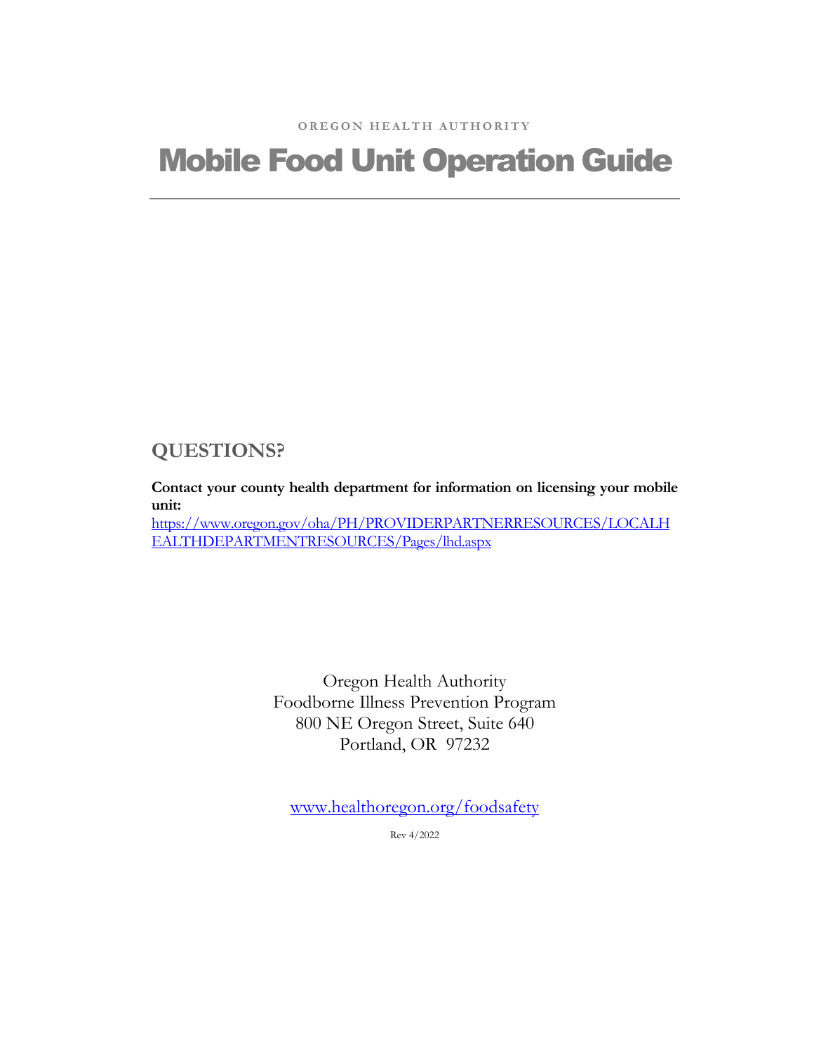OREGON HEALTH AUTHORITY

# Mobile Food Unit Operation Guide

## QUESTIONS?

**Contact your county health department for information on licensing your mobile unit:**
https://www.oregon.gov/oha/PH/PROVIDERPARTNERRESOURCES/LOCALHEALTHDEPARTMENTRESOURCES/Pages/lhd.aspx

Oregon Health Authority
Foodborne Illness Prevention Program
800 NE Oregon Street, Suite 640
Portland, OR 97232

www.healthoregon.org/foodsafety

Rev 4/2022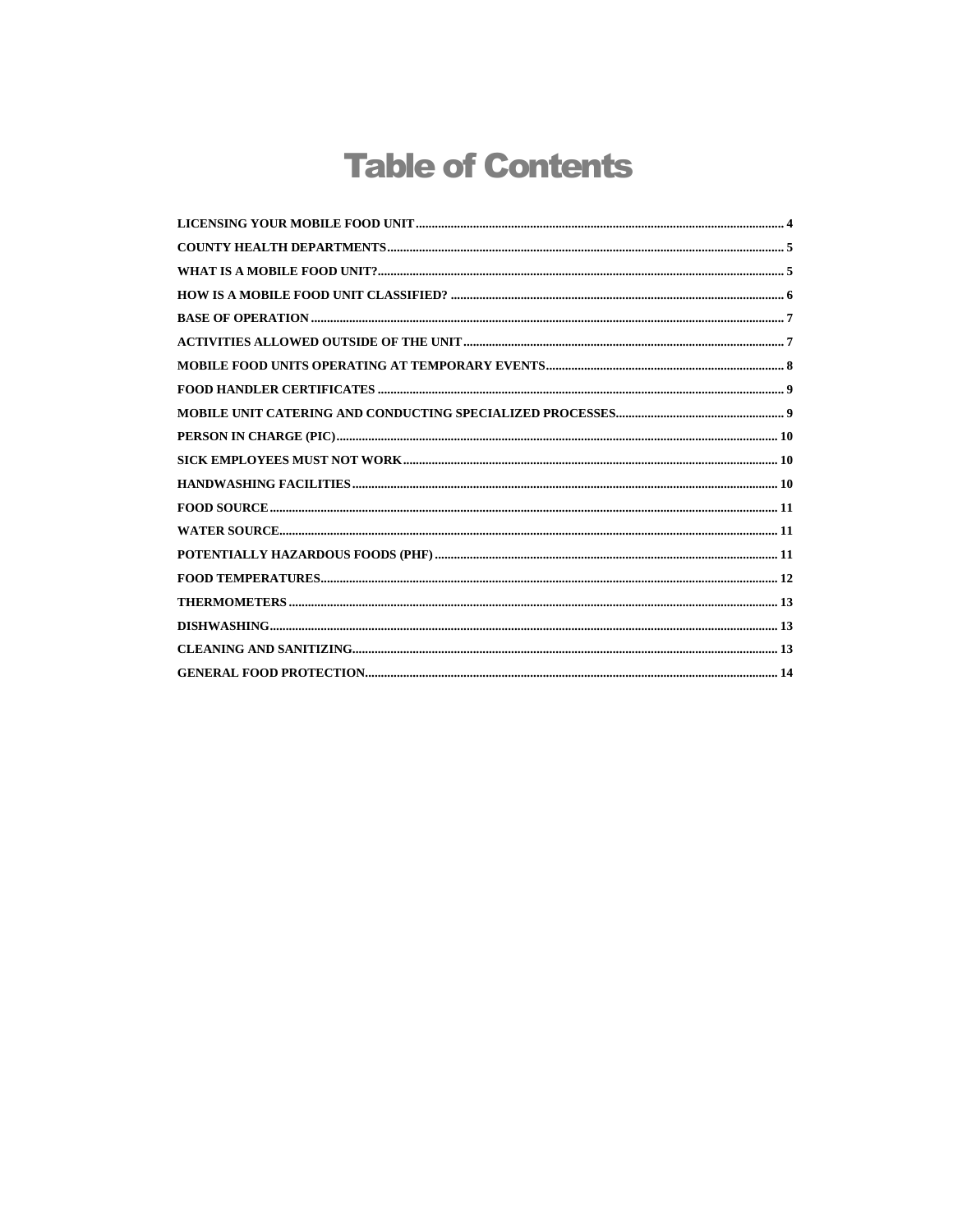# Table of Contents

LICENSING YOUR MOBILE FOOD UNIT .......... 4
COUNTY HEALTH DEPARTMENTS .......... 5
WHAT IS A MOBILE FOOD UNIT? .......... 5
HOW IS A MOBILE FOOD UNIT CLASSIFIED? .......... 6
BASE OF OPERATION .......... 7
ACTIVITIES ALLOWED OUTSIDE OF THE UNIT .......... 7
MOBILE FOOD UNITS OPERATING AT TEMPORARY EVENTS .......... 8
FOOD HANDLER CERTIFICATES .......... 9
MOBILE UNIT CATERING AND CONDUCTING SPECIALIZED PROCESSES .......... 9
PERSON IN CHARGE (PIC) .......... 10
SICK EMPLOYEES MUST NOT WORK .......... 10
HANDWASHING FACILITIES .......... 10
FOOD SOURCE .......... 11
WATER SOURCE .......... 11
POTENTIALLY HAZARDOUS FOODS (PHF) .......... 11
FOOD TEMPERATURES .......... 12
THERMOMETERS .......... 13
DISHWASHING .......... 13
CLEANING AND SANITIZING .......... 13
GENERAL FOOD PROTECTION .......... 14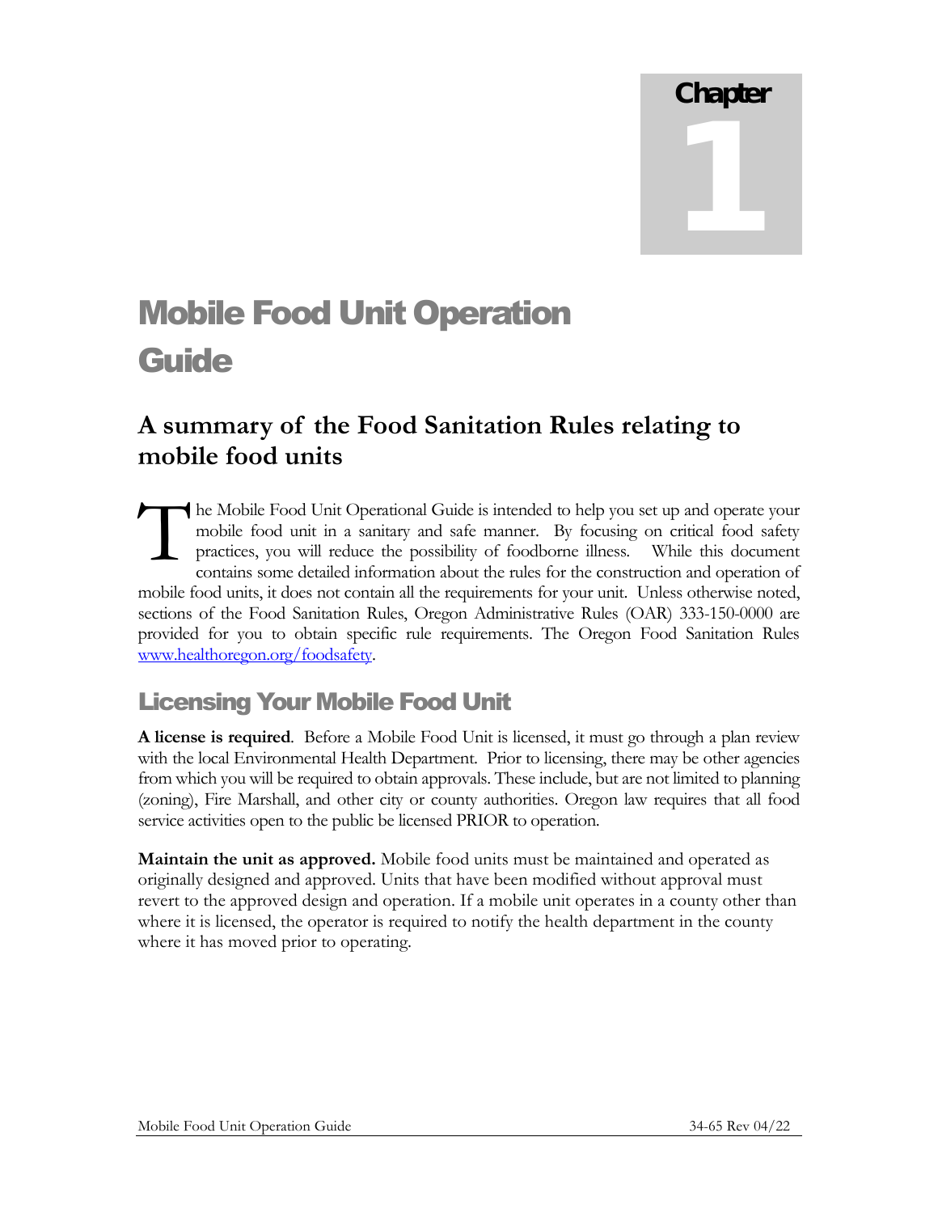Chapter 1

# Mobile Food Unit Operation Guide

## A summary of the Food Sanitation Rules relating to mobile food units

The Mobile Food Unit Operational Guide is intended to help you set up and operate your mobile food unit in a sanitary and safe manner. By focusing on critical food safety practices, you will reduce the possibility of foodborne illness. While this document contains some detailed information about the rules for the construction and operation of mobile food units, it does not contain all the requirements for your unit. Unless otherwise noted, sections of the Food Sanitation Rules, Oregon Administrative Rules (OAR) 333-150-0000 are provided for you to obtain specific rule requirements. The Oregon Food Sanitation Rules www.healthoregon.org/foodsafety.

## Licensing Your Mobile Food Unit

**A license is required**. Before a Mobile Food Unit is licensed, it must go through a plan review with the local Environmental Health Department. Prior to licensing, there may be other agencies from which you will be required to obtain approvals. These include, but are not limited to planning (zoning), Fire Marshall, and other city or county authorities. Oregon law requires that all food service activities open to the public be licensed PRIOR to operation.

**Maintain the unit as approved.** Mobile food units must be maintained and operated as originally designed and approved. Units that have been modified without approval must revert to the approved design and operation. If a mobile unit operates in a county other than where it is licensed, the operator is required to notify the health department in the county where it has moved prior to operating.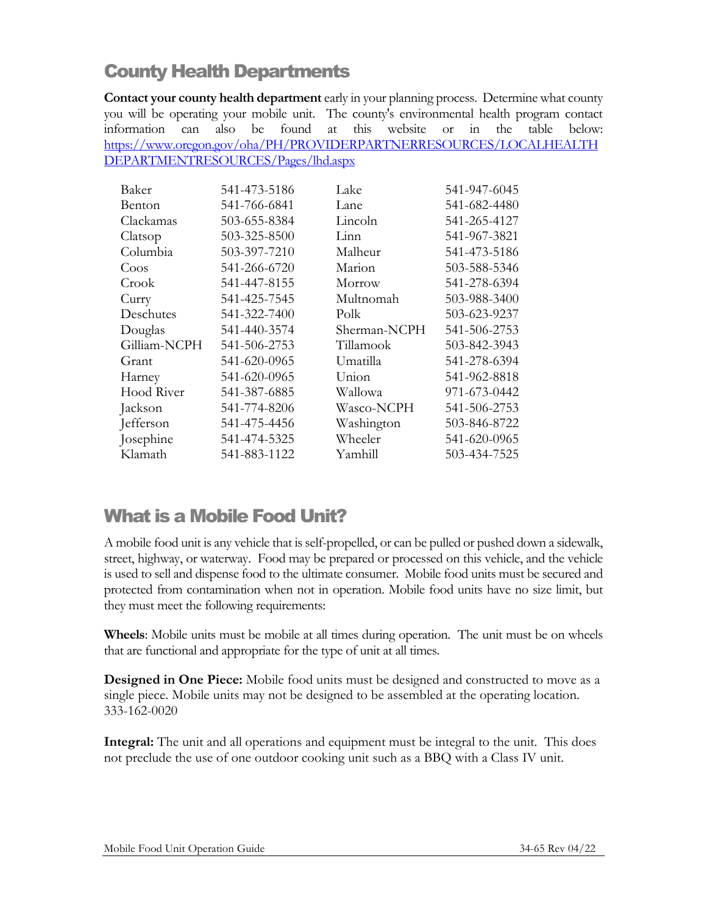## County Health Departments

**Contact your county health department** early in your planning process. Determine what county you will be operating your mobile unit. The county's environmental health program contact information can also be found at this website or in the table below: https://www.oregon.gov/oha/PH/PROVIDERPARTNERRESOURCES/LOCALHEALTHDEPARTMENTRESOURCES/Pages/lhd.aspx

| County | Phone | County | Phone |
|---|---|---|---|
| Baker | 541-473-5186 | Lake | 541-947-6045 |
| Benton | 541-766-6841 | Lane | 541-682-4480 |
| Clackamas | 503-655-8384 | Lincoln | 541-265-4127 |
| Clatsop | 503-325-8500 | Linn | 541-967-3821 |
| Columbia | 503-397-7210 | Malheur | 541-473-5186 |
| Coos | 541-266-6720 | Marion | 503-588-5346 |
| Crook | 541-447-8155 | Morrow | 541-278-6394 |
| Curry | 541-425-7545 | Multnomah | 503-988-3400 |
| Deschutes | 541-322-7400 | Polk | 503-623-9237 |
| Douglas | 541-440-3574 | Sherman-NCPH | 541-506-2753 |
| Gilliam-NCPH | 541-506-2753 | Tillamook | 503-842-3943 |
| Grant | 541-620-0965 | Umatilla | 541-278-6394 |
| Harney | 541-620-0965 | Union | 541-962-8818 |
| Hood River | 541-387-6885 | Wallowa | 971-673-0442 |
| Jackson | 541-774-8206 | Wasco-NCPH | 541-506-2753 |
| Jefferson | 541-475-4456 | Washington | 503-846-8722 |
| Josephine | 541-474-5325 | Wheeler | 541-620-0965 |
| Klamath | 541-883-1122 | Yamhill | 503-434-7525 |

## What is a Mobile Food Unit?

A mobile food unit is any vehicle that is self-propelled, or can be pulled or pushed down a sidewalk, street, highway, or waterway. Food may be prepared or processed on this vehicle, and the vehicle is used to sell and dispense food to the ultimate consumer. Mobile food units must be secured and protected from contamination when not in operation. Mobile food units have no size limit, but they must meet the following requirements:

**Wheels**: Mobile units must be mobile at all times during operation. The unit must be on wheels that are functional and appropriate for the type of unit at all times.

**Designed in One Piece:** Mobile food units must be designed and constructed to move as a single piece. Mobile units may not be designed to be assembled at the operating location. 333-162-0020

**Integral:** The unit and all operations and equipment must be integral to the unit. This does not preclude the use of one outdoor cooking unit such as a BBQ with a Class IV unit.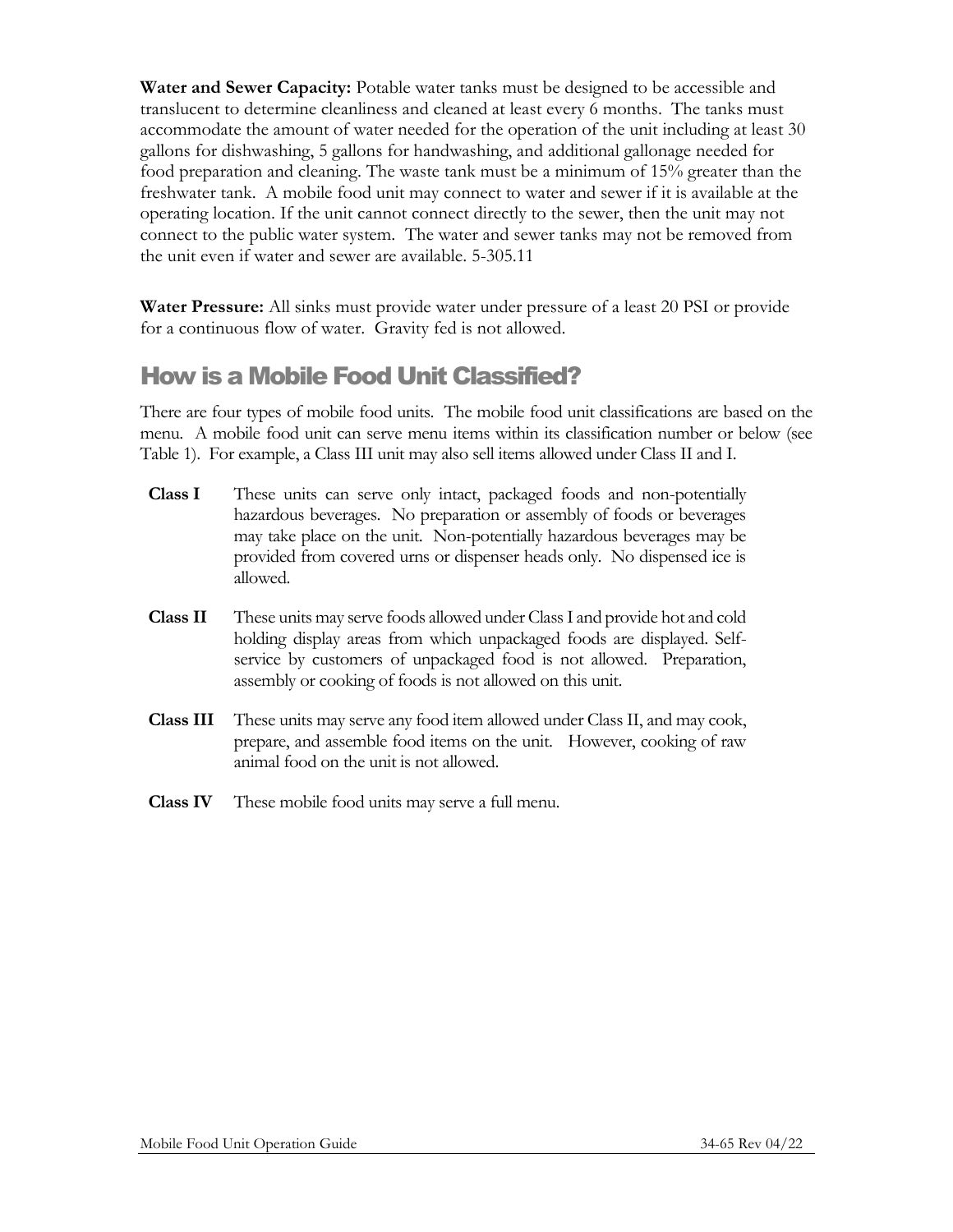**Water and Sewer Capacity:** Potable water tanks must be designed to be accessible and translucent to determine cleanliness and cleaned at least every 6 months. The tanks must accommodate the amount of water needed for the operation of the unit including at least 30 gallons for dishwashing, 5 gallons for handwashing, and additional gallonage needed for food preparation and cleaning. The waste tank must be a minimum of 15% greater than the freshwater tank. A mobile food unit may connect to water and sewer if it is available at the operating location. If the unit cannot connect directly to the sewer, then the unit may not connect to the public water system. The water and sewer tanks may not be removed from the unit even if water and sewer are available. 5-305.11

**Water Pressure:** All sinks must provide water under pressure of a least 20 PSI or provide for a continuous flow of water. Gravity fed is not allowed.

## How is a Mobile Food Unit Classified?

There are four types of mobile food units. The mobile food unit classifications are based on the menu. A mobile food unit can serve menu items within its classification number or below (see Table 1). For example, a Class III unit may also sell items allowed under Class II and I.

**Class I** These units can serve only intact, packaged foods and non-potentially hazardous beverages. No preparation or assembly of foods or beverages may take place on the unit. Non-potentially hazardous beverages may be provided from covered urns or dispenser heads only. No dispensed ice is allowed.

**Class II** These units may serve foods allowed under Class I and provide hot and cold holding display areas from which unpackaged foods are displayed. Self-service by customers of unpackaged food is not allowed. Preparation, assembly or cooking of foods is not allowed on this unit.

**Class III** These units may serve any food item allowed under Class II, and may cook, prepare, and assemble food items on the unit. However, cooking of raw animal food on the unit is not allowed.

**Class IV** These mobile food units may serve a full menu.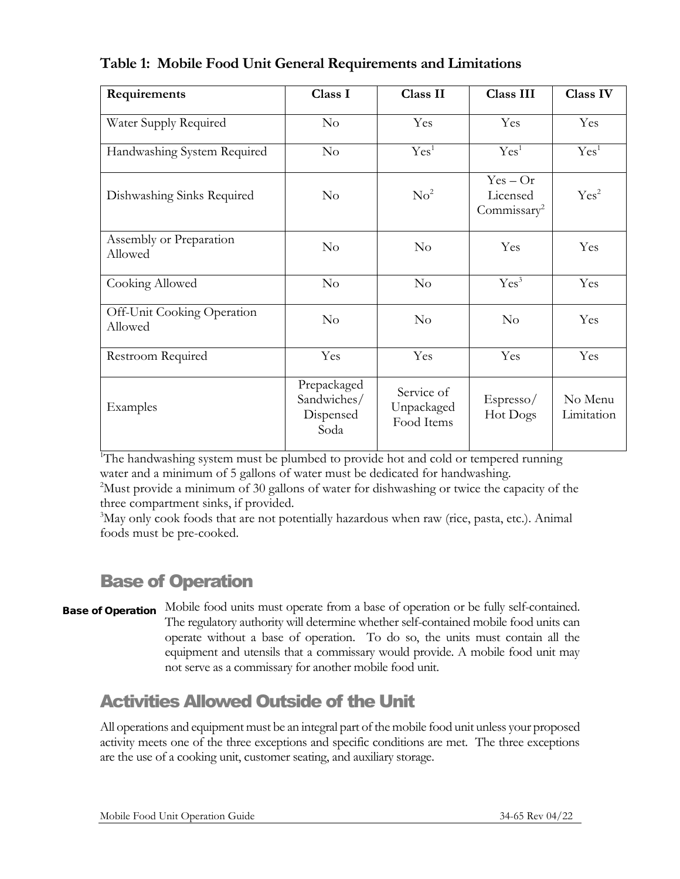**Table 1: Mobile Food Unit General Requirements and Limitations**

| Requirements | Class I | Class II | Class III | Class IV |
|---|---|---|---|---|
| Water Supply Required | No | Yes | Yes | Yes |
| Handwashing System Required | No | Yes[1] | Yes[1] | Yes[1] |
| Dishwashing Sinks Required | No | No[2] | Yes – Or Licensed Commissary[2] | Yes[2] |
| Assembly or Preparation Allowed | No | No | Yes | Yes |
| Cooking Allowed | No | No | Yes[3] | Yes |
| Off-Unit Cooking Operation Allowed | No | No | No | Yes |
| Restroom Required | Yes | Yes | Yes | Yes |
| Examples | Prepackaged Sandwiches/ Dispensed Soda | Service of Unpackaged Food Items | Espresso/ Hot Dogs | No Menu Limitation |

[1]The handwashing system must be plumbed to provide hot and cold or tempered running water and a minimum of 5 gallons of water must be dedicated for handwashing.
[2]Must provide a minimum of 30 gallons of water for dishwashing or twice the capacity of the three compartment sinks, if provided.
[3]May only cook foods that are not potentially hazardous when raw (rice, pasta, etc.). Animal foods must be pre-cooked.

## Base of Operation

**Base of Operation** Mobile food units must operate from a base of operation or be fully self-contained. The regulatory authority will determine whether self-contained mobile food units can operate without a base of operation. To do so, the units must contain all the equipment and utensils that a commissary would provide. A mobile food unit may not serve as a commissary for another mobile food unit.

## Activities Allowed Outside of the Unit

All operations and equipment must be an integral part of the mobile food unit unless your proposed activity meets one of the three exceptions and specific conditions are met. The three exceptions are the use of a cooking unit, customer seating, and auxiliary storage.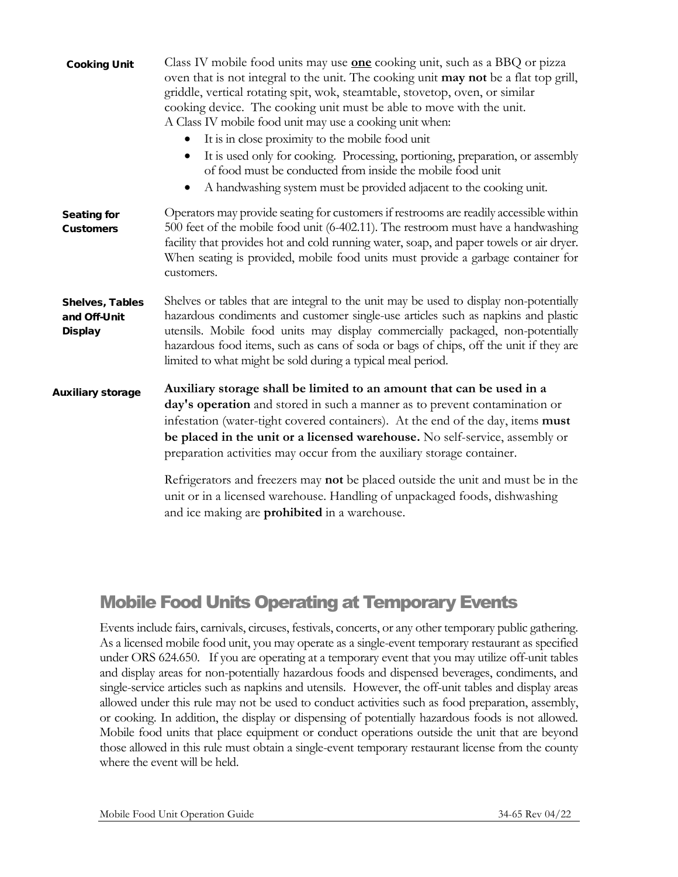**Cooking Unit**

Class IV mobile food units may use **one** cooking unit, such as a BBQ or pizza oven that is not integral to the unit. The cooking unit **may not** be a flat top grill, griddle, vertical rotating spit, wok, steamtable, stovetop, oven, or similar cooking device. The cooking unit must be able to move with the unit.
A Class IV mobile food unit may use a cooking unit when:

- It is in close proximity to the mobile food unit
- It is used only for cooking. Processing, portioning, preparation, or assembly of food must be conducted from inside the mobile food unit
- A handwashing system must be provided adjacent to the cooking unit.

**Seating for Customers**

Operators may provide seating for customers if restrooms are readily accessible within 500 feet of the mobile food unit (6-402.11). The restroom must have a handwashing facility that provides hot and cold running water, soap, and paper towels or air dryer. When seating is provided, mobile food units must provide a garbage container for customers.

**Shelves, Tables and Off-Unit Display**

Shelves or tables that are integral to the unit may be used to display non-potentially hazardous condiments and customer single-use articles such as napkins and plastic utensils. Mobile food units may display commercially packaged, non-potentially hazardous food items, such as cans of soda or bags of chips, off the unit if they are limited to what might be sold during a typical meal period.

**Auxiliary storage**

**Auxiliary storage shall be limited to an amount that can be used in a day's operation** and stored in such a manner as to prevent contamination or infestation (water-tight covered containers). At the end of the day, items **must be placed in the unit or a licensed warehouse.** No self-service, assembly or preparation activities may occur from the auxiliary storage container.

Refrigerators and freezers may **not** be placed outside the unit and must be in the unit or in a licensed warehouse. Handling of unpackaged foods, dishwashing and ice making are **prohibited** in a warehouse.

## Mobile Food Units Operating at Temporary Events

Events include fairs, carnivals, circuses, festivals, concerts, or any other temporary public gathering. As a licensed mobile food unit, you may operate as a single-event temporary restaurant as specified under ORS 624.650. If you are operating at a temporary event that you may utilize off-unit tables and display areas for non-potentially hazardous foods and dispensed beverages, condiments, and single-service articles such as napkins and utensils. However, the off-unit tables and display areas allowed under this rule may not be used to conduct activities such as food preparation, assembly, or cooking. In addition, the display or dispensing of potentially hazardous foods is not allowed. Mobile food units that place equipment or conduct operations outside the unit that are beyond those allowed in this rule must obtain a single-event temporary restaurant license from the county where the event will be held.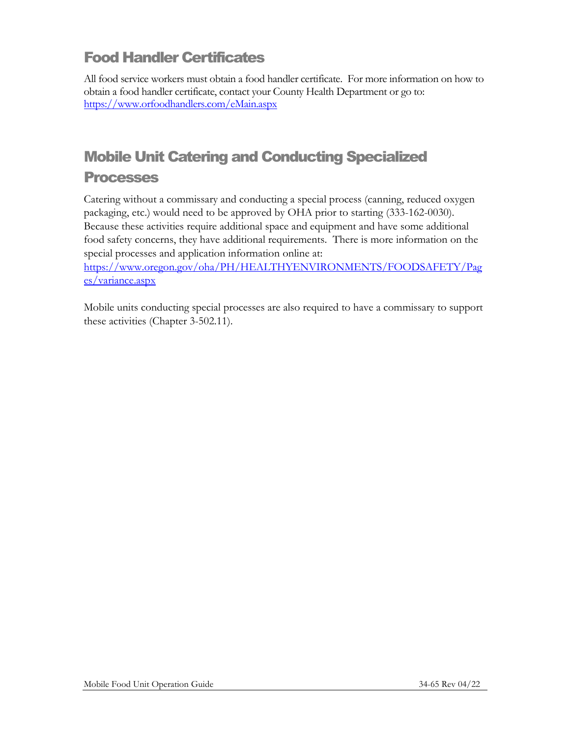## Food Handler Certificates

All food service workers must obtain a food handler certificate. For more information on how to obtain a food handler certificate, contact your County Health Department or go to: https://www.orfoodhandlers.com/eMain.aspx

## Mobile Unit Catering and Conducting Specialized Processes

Catering without a commissary and conducting a special process (canning, reduced oxygen packaging, etc.) would need to be approved by OHA prior to starting (333-162-0030). Because these activities require additional space and equipment and have some additional food safety concerns, they have additional requirements. There is more information on the special processes and application information online at: https://www.oregon.gov/oha/PH/HEALTHYENVIRONMENTS/FOODSAFETY/Pages/variance.aspx

Mobile units conducting special processes are also required to have a commissary to support these activities (Chapter 3-502.11).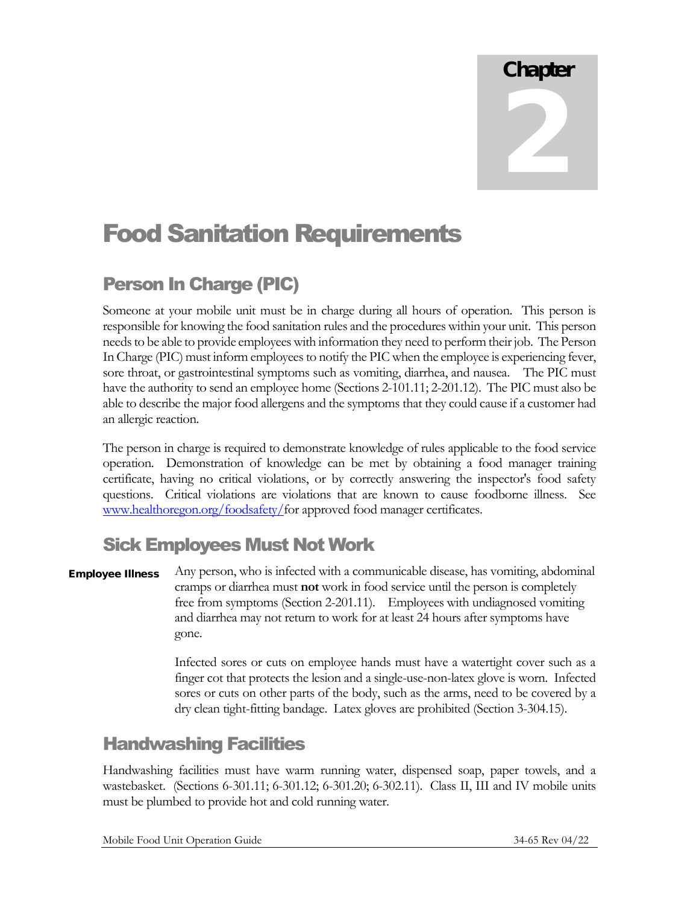# Chapter 2

# Food Sanitation Requirements

## Person In Charge (PIC)

Someone at your mobile unit must be in charge during all hours of operation. This person is responsible for knowing the food sanitation rules and the procedures within your unit. This person needs to be able to provide employees with information they need to perform their job. The Person In Charge (PIC) must inform employees to notify the PIC when the employee is experiencing fever, sore throat, or gastrointestinal symptoms such as vomiting, diarrhea, and nausea. The PIC must have the authority to send an employee home (Sections 2-101.11; 2-201.12). The PIC must also be able to describe the major food allergens and the symptoms that they could cause if a customer had an allergic reaction.

The person in charge is required to demonstrate knowledge of rules applicable to the food service operation. Demonstration of knowledge can be met by obtaining a food manager training certificate, having no critical violations, or by correctly answering the inspector's food safety questions. Critical violations are violations that are known to cause foodborne illness. See www.healthoregon.org/foodsafety/for approved food manager certificates.

## Sick Employees Must Not Work

**Employee Illness**

Any person, who is infected with a communicable disease, has vomiting, abdominal cramps or diarrhea must **not** work in food service until the person is completely free from symptoms (Section 2-201.11). Employees with undiagnosed vomiting and diarrhea may not return to work for at least 24 hours after symptoms have gone.

Infected sores or cuts on employee hands must have a watertight cover such as a finger cot that protects the lesion and a single-use-non-latex glove is worn. Infected sores or cuts on other parts of the body, such as the arms, need to be covered by a dry clean tight-fitting bandage. Latex gloves are prohibited (Section 3-304.15).

## Handwashing Facilities

Handwashing facilities must have warm running water, dispensed soap, paper towels, and a wastebasket. (Sections 6-301.11; 6-301.12; 6-301.20; 6-302.11). Class II, III and IV mobile units must be plumbed to provide hot and cold running water.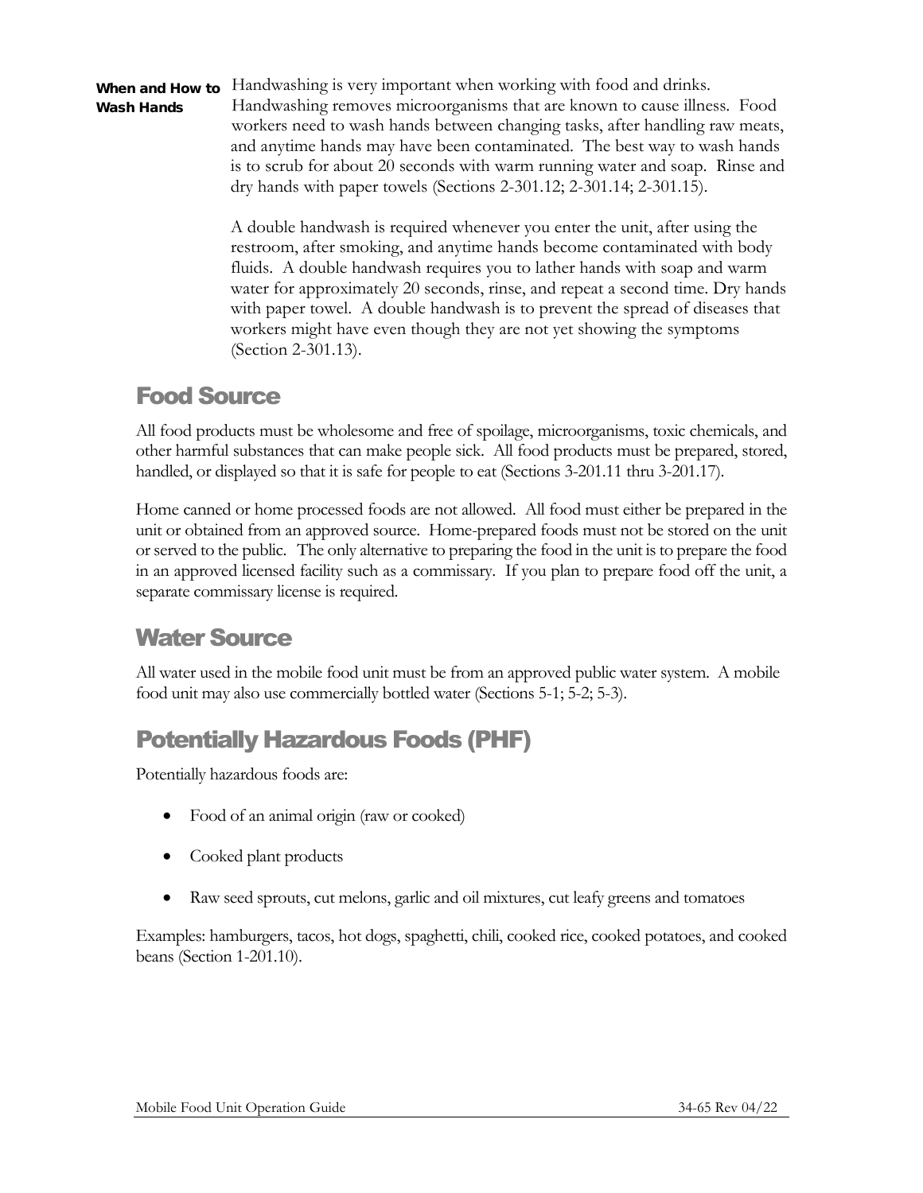**When and How to Wash Hands**

Handwashing is very important when working with food and drinks. Handwashing removes microorganisms that are known to cause illness. Food workers need to wash hands between changing tasks, after handling raw meats, and anytime hands may have been contaminated. The best way to wash hands is to scrub for about 20 seconds with warm running water and soap. Rinse and dry hands with paper towels (Sections 2-301.12; 2-301.14; 2-301.15).

A double handwash is required whenever you enter the unit, after using the restroom, after smoking, and anytime hands become contaminated with body fluids. A double handwash requires you to lather hands with soap and warm water for approximately 20 seconds, rinse, and repeat a second time. Dry hands with paper towel. A double handwash is to prevent the spread of diseases that workers might have even though they are not yet showing the symptoms (Section 2-301.13).

## Food Source

All food products must be wholesome and free of spoilage, microorganisms, toxic chemicals, and other harmful substances that can make people sick. All food products must be prepared, stored, handled, or displayed so that it is safe for people to eat (Sections 3-201.11 thru 3-201.17).

Home canned or home processed foods are not allowed. All food must either be prepared in the unit or obtained from an approved source. Home-prepared foods must not be stored on the unit or served to the public. The only alternative to preparing the food in the unit is to prepare the food in an approved licensed facility such as a commissary. If you plan to prepare food off the unit, a separate commissary license is required.

## Water Source

All water used in the mobile food unit must be from an approved public water system. A mobile food unit may also use commercially bottled water (Sections 5-1; 5-2; 5-3).

## Potentially Hazardous Foods (PHF)

Potentially hazardous foods are:

- Food of an animal origin (raw or cooked)
- Cooked plant products
- Raw seed sprouts, cut melons, garlic and oil mixtures, cut leafy greens and tomatoes

Examples: hamburgers, tacos, hot dogs, spaghetti, chili, cooked rice, cooked potatoes, and cooked beans (Section 1-201.10).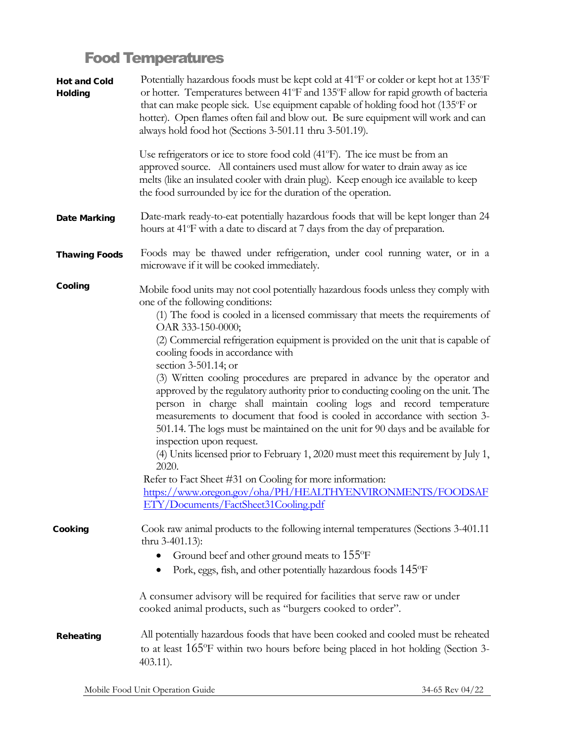# Food Temperatures

**Hot and Cold Holding**

Potentially hazardous foods must be kept cold at 41ºF or colder or kept hot at 135ºF or hotter. Temperatures between 41ºF and 135ºF allow for rapid growth of bacteria that can make people sick. Use equipment capable of holding food hot (135ºF or hotter). Open flames often fail and blow out. Be sure equipment will work and can always hold food hot (Sections 3-501.11 thru 3-501.19).

Use refrigerators or ice to store food cold (41ºF). The ice must be from an approved source. All containers used must allow for water to drain away as ice melts (like an insulated cooler with drain plug). Keep enough ice available to keep the food surrounded by ice for the duration of the operation.

**Date Marking**

Date-mark ready-to-eat potentially hazardous foods that will be kept longer than 24 hours at 41ºF with a date to discard at 7 days from the day of preparation.

**Thawing Foods**

Foods may be thawed under refrigeration, under cool running water, or in a microwave if it will be cooked immediately.

**Cooling**

Mobile food units may not cool potentially hazardous foods unless they comply with one of the following conditions:

(1) The food is cooled in a licensed commissary that meets the requirements of OAR 333-150-0000;

(2) Commercial refrigeration equipment is provided on the unit that is capable of cooling foods in accordance with section 3-501.14; or

(3) Written cooling procedures are prepared in advance by the operator and approved by the regulatory authority prior to conducting cooling on the unit. The person in charge shall maintain cooling logs and record temperature measurements to document that food is cooled in accordance with section 3-501.14. The logs must be maintained on the unit for 90 days and be available for inspection upon request.

(4) Units licensed prior to February 1, 2020 must meet this requirement by July 1, 2020.

Refer to Fact Sheet #31 on Cooling for more information: https://www.oregon.gov/oha/PH/HEALTHYENVIRONMENTS/FOODSAFETY/Documents/FactSheet31Cooling.pdf

**Cooking**

Cook raw animal products to the following internal temperatures (Sections 3-401.11 thru 3-401.13):

- Ground beef and other ground meats to 155ºF
- Pork, eggs, fish, and other potentially hazardous foods 145ºF

A consumer advisory will be required for facilities that serve raw or under cooked animal products, such as "burgers cooked to order".

**Reheating**

All potentially hazardous foods that have been cooked and cooled must be reheated to at least 165ºF within two hours before being placed in hot holding (Section 3-403.11).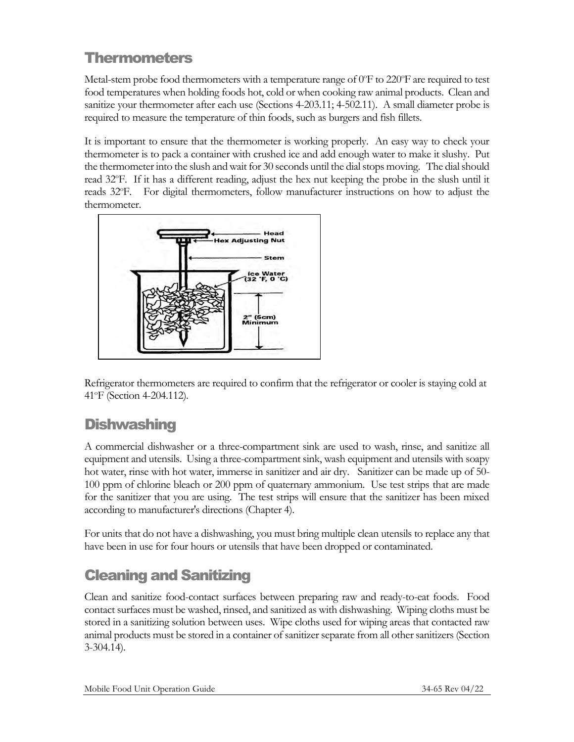## Thermometers

Metal-stem probe food thermometers with a temperature range of 0ºF to 220ºF are required to test food temperatures when holding foods hot, cold or when cooking raw animal products. Clean and sanitize your thermometer after each use (Sections 4-203.11; 4-502.11). A small diameter probe is required to measure the temperature of thin foods, such as burgers and fish fillets.

It is important to ensure that the thermometer is working properly. An easy way to check your thermometer is to pack a container with crushed ice and add enough water to make it slushy. Put the thermometer into the slush and wait for 30 seconds until the dial stops moving. The dial should read 32ºF. If it has a different reading, adjust the hex nut keeping the probe in the slush until it reads 32ºF. For digital thermometers, follow manufacturer instructions on how to adjust the thermometer.

Head
Hex Adjusting Nut
Stem
Ice Water (32 °F, 0 °C)
2" (5cm) Minimum

Refrigerator thermometers are required to confirm that the refrigerator or cooler is staying cold at 41ºF (Section 4-204.112).

## Dishwashing

A commercial dishwasher or a three-compartment sink are used to wash, rinse, and sanitize all equipment and utensils. Using a three-compartment sink, wash equipment and utensils with soapy hot water, rinse with hot water, immerse in sanitizer and air dry. Sanitizer can be made up of 50-100 ppm of chlorine bleach or 200 ppm of quaternary ammonium. Use test strips that are made for the sanitizer that you are using. The test strips will ensure that the sanitizer has been mixed according to manufacturer's directions (Chapter 4).

For units that do not have a dishwashing, you must bring multiple clean utensils to replace any that have been in use for four hours or utensils that have been dropped or contaminated.

## Cleaning and Sanitizing

Clean and sanitize food-contact surfaces between preparing raw and ready-to-eat foods. Food contact surfaces must be washed, rinsed, and sanitized as with dishwashing. Wiping cloths must be stored in a sanitizing solution between uses. Wipe cloths used for wiping areas that contacted raw animal products must be stored in a container of sanitizer separate from all other sanitizers (Section 3-304.14).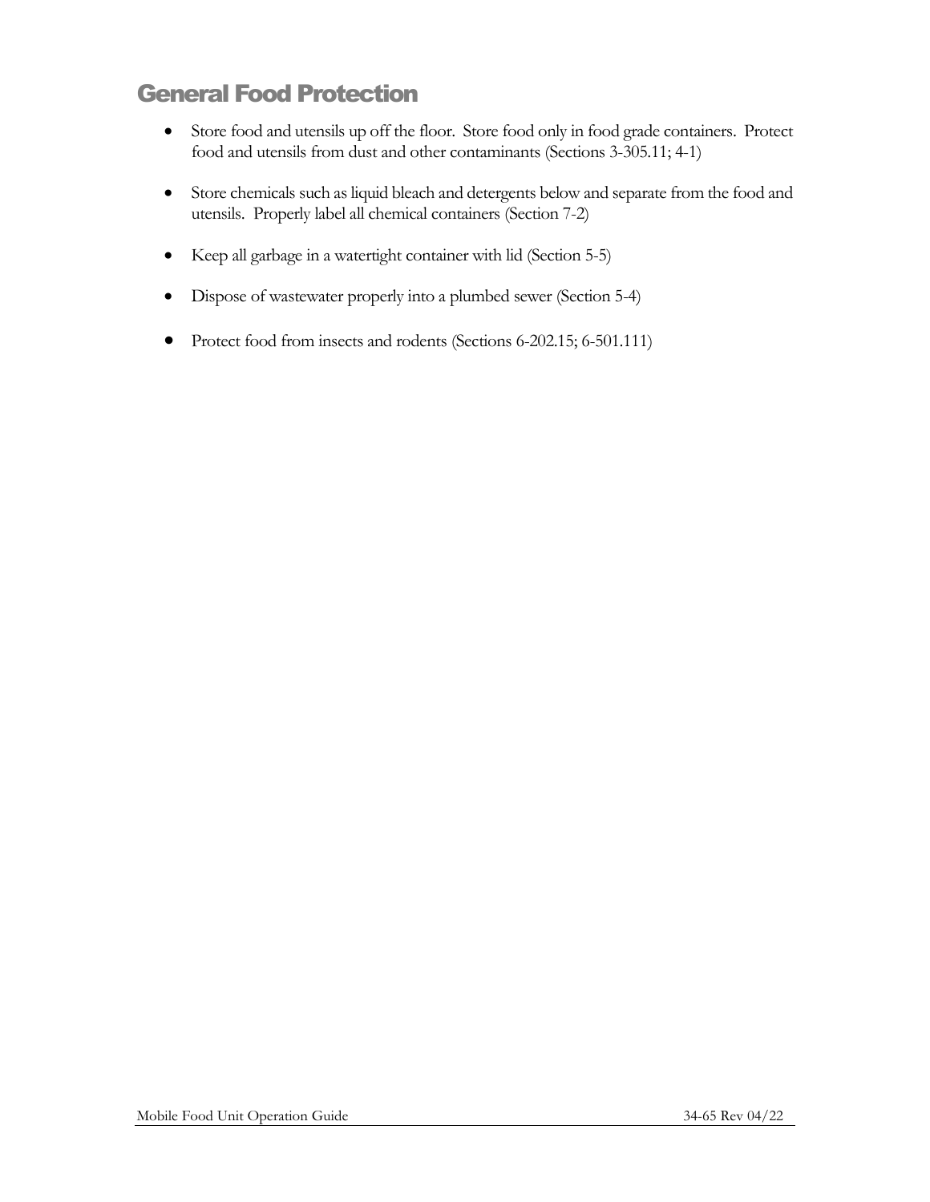## General Food Protection

- Store food and utensils up off the floor. Store food only in food grade containers. Protect food and utensils from dust and other contaminants (Sections 3-305.11; 4-1)
- Store chemicals such as liquid bleach and detergents below and separate from the food and utensils. Properly label all chemical containers (Section 7-2)
- Keep all garbage in a watertight container with lid (Section 5-5)
- Dispose of wastewater properly into a plumbed sewer (Section 5-4)
- Protect food from insects and rodents (Sections 6-202.15; 6-501.111)